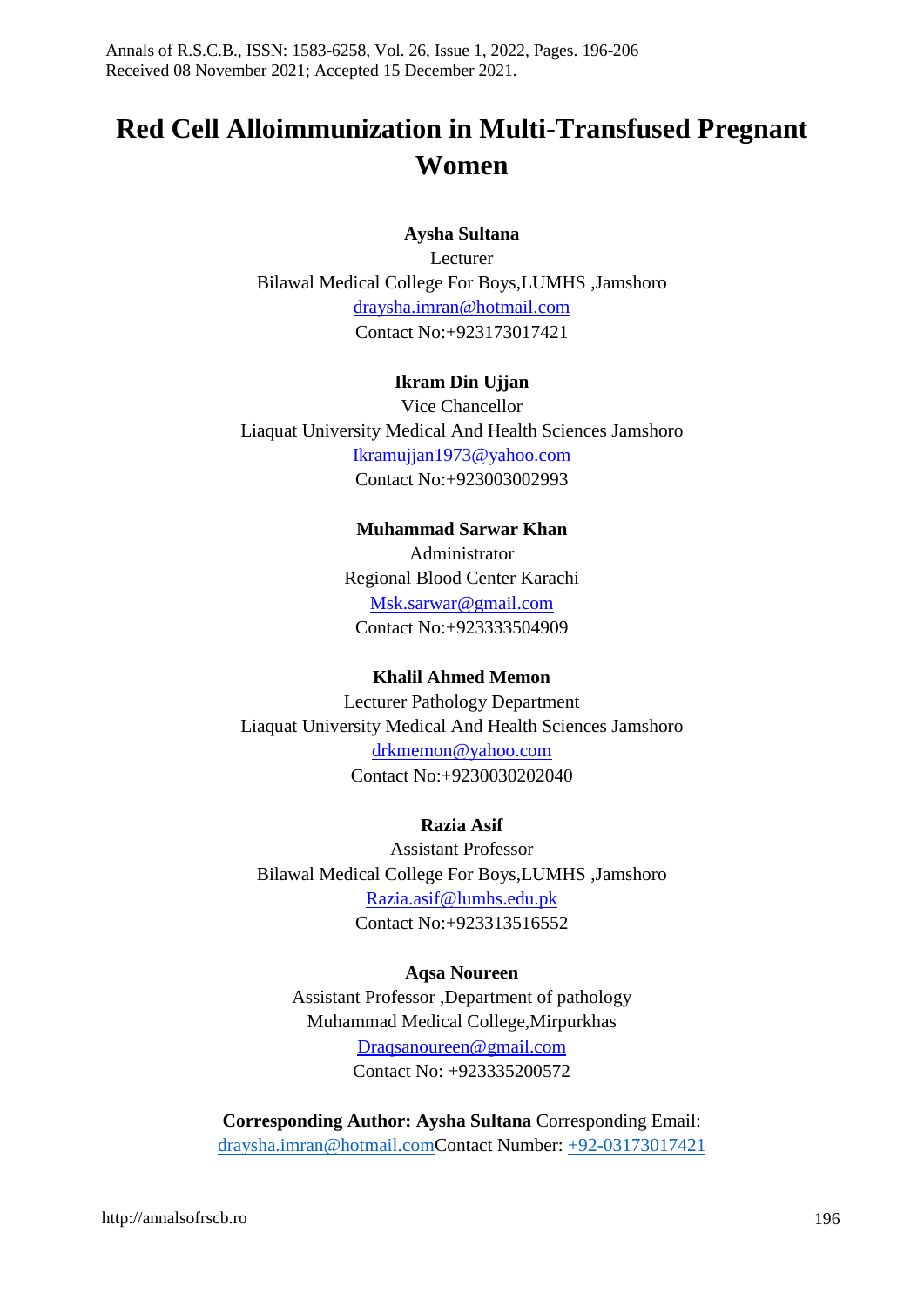Received 08 November 2021; Accepted 15 December 2021.

# Red Cell Alloimmunization in Multi-Transfused Pregnant Women

**Aysha Sultana**
Lecturer
Bilawal Medical College For Boys,LUMHS ,Jamshoro
draysha.imran@hotmail.com
Contact No:+923173017421

**Ikram Din Ujjan**
Vice Chancellor
Liaquat University Medical And Health Sciences Jamshoro
Ikramujjan1973@yahoo.com
Contact No:+923003002993

**Muhammad Sarwar Khan**
Administrator
Regional Blood Center Karachi
Msk.sarwar@gmail.com
Contact No:+923333504909

**Khalil Ahmed Memon**
Lecturer Pathology Department
Liaquat University Medical And Health Sciences Jamshoro
drkmemon@yahoo.com
Contact No:+9230030202040

**Razia Asif**
Assistant Professor
Bilawal Medical College For Boys,LUMHS ,Jamshoro
Razia.asif@lumhs.edu.pk
Contact No:+923313516552

**Aqsa Noureen**
Assistant Professor ,Department of pathology
Muhammad Medical College,Mirpurkhas
Draqsanoureen@gmail.com
Contact No: +923335200572

**Corresponding Author: Aysha Sultana** Corresponding Email: draysha.imran@hotmail.comContact Number: +92-03173017421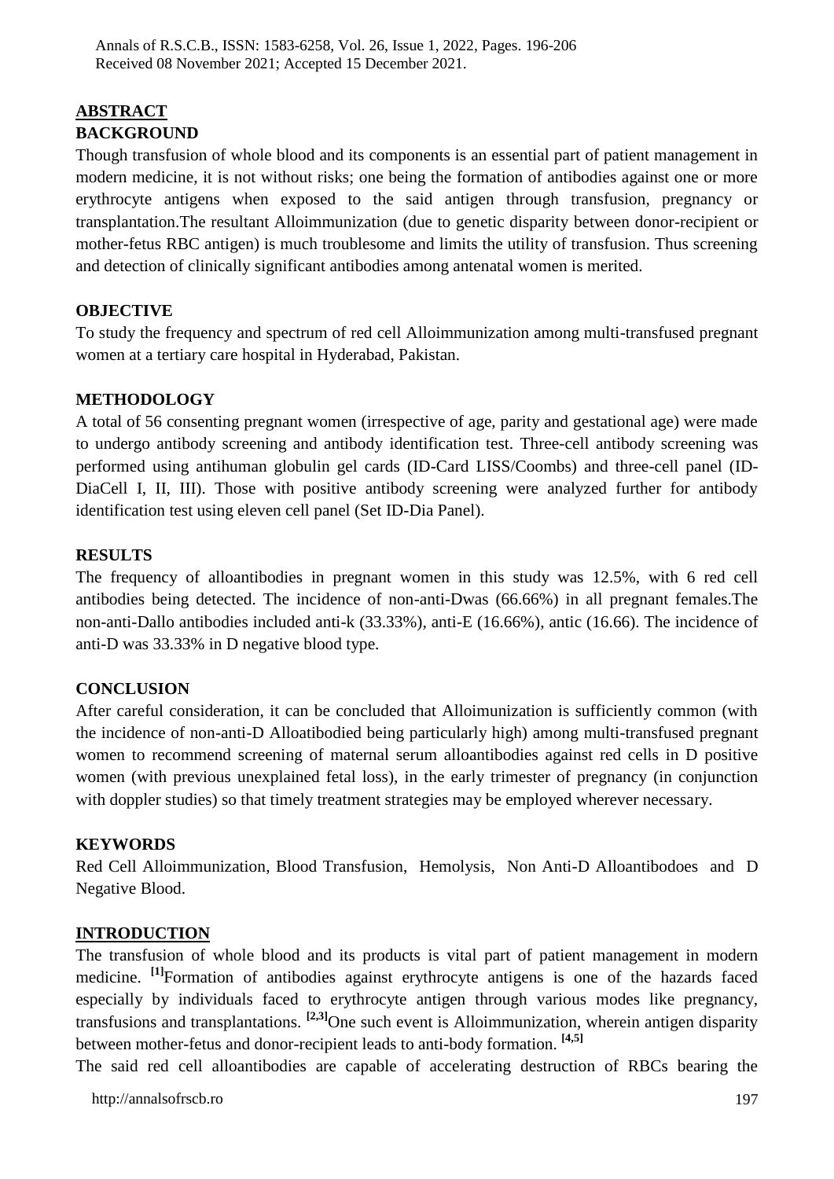## ABSTRACT

### BACKGROUND

Though transfusion of whole blood and its components is an essential part of patient management in modern medicine, it is not without risks; one being the formation of antibodies against one or more erythrocyte antigens when exposed to the said antigen through transfusion, pregnancy or transplantation.The resultant Alloimmunization (due to genetic disparity between donor-recipient or mother-fetus RBC antigen) is much troublesome and limits the utility of transfusion. Thus screening and detection of clinically significant antibodies among antenatal women is merited.

### OBJECTIVE

To study the frequency and spectrum of red cell Alloimmunization among multi-transfused pregnant women at a tertiary care hospital in Hyderabad, Pakistan.

### METHODOLOGY

A total of 56 consenting pregnant women (irrespective of age, parity and gestational age) were made to undergo antibody screening and antibody identification test. Three-cell antibody screening was performed using antihuman globulin gel cards (ID-Card LISS/Coombs) and three-cell panel (ID-DiaCell I, II, III). Those with positive antibody screening were analyzed further for antibody identification test using eleven cell panel (Set ID-Dia Panel).

### RESULTS

The frequency of alloantibodies in pregnant women in this study was 12.5%, with 6 red cell antibodies being detected. The incidence of non-anti-Dwas (66.66%) in all pregnant females.The non-anti-Dallo antibodies included anti-k (33.33%), anti-E (16.66%), antic (16.66). The incidence of anti-D was 33.33% in D negative blood type.

### CONCLUSION

After careful consideration, it can be concluded that Alloimunization is sufficiently common (with the incidence of non-anti-D Alloatibodied being particularly high) among multi-transfused pregnant women to recommend screening of maternal serum alloantibodies against red cells in D positive women (with previous unexplained fetal loss), in the early trimester of pregnancy (in conjunction with doppler studies) so that timely treatment strategies may be employed wherever necessary.

### KEYWORDS

Red Cell Alloimmunization, Blood Transfusion, Hemolysis, Non Anti-D Alloantibodoes and D Negative Blood.

## INTRODUCTION

The transfusion of whole blood and its products is vital part of patient management in modern medicine. [1]Formation of antibodies against erythrocyte antigens is one of the hazards faced especially by individuals faced to erythrocyte antigen through various modes like pregnancy, transfusions and transplantations. [2,3]One such event is Alloimmunization, wherein antigen disparity between mother-fetus and donor-recipient leads to anti-body formation. [4,5]

The said red cell alloantibodies are capable of accelerating destruction of RBCs bearing the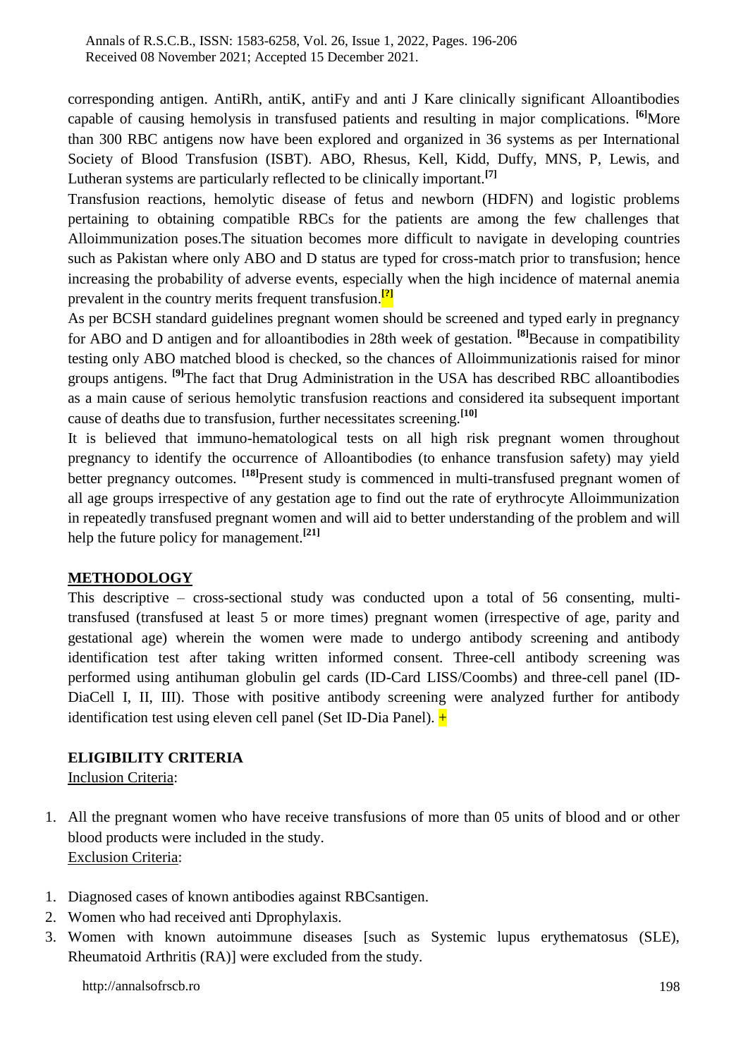corresponding antigen. AntiRh, antiK, antiFy and anti J Kare clinically significant Alloantibodies capable of causing hemolysis in transfused patients and resulting in major complications. [6]More than 300 RBC antigens now have been explored and organized in 36 systems as per International Society of Blood Transfusion (ISBT). ABO, Rhesus, Kell, Kidd, Duffy, MNS, P, Lewis, and Lutheran systems are particularly reflected to be clinically important.[7]

Transfusion reactions, hemolytic disease of fetus and newborn (HDFN) and logistic problems pertaining to obtaining compatible RBCs for the patients are among the few challenges that Alloimmunization poses.The situation becomes more difficult to navigate in developing countries such as Pakistan where only ABO and D status are typed for cross-match prior to transfusion; hence increasing the probability of adverse events, especially when the high incidence of maternal anemia prevalent in the country merits frequent transfusion.[?]

As per BCSH standard guidelines pregnant women should be screened and typed early in pregnancy for ABO and D antigen and for alloantibodies in 28th week of gestation. [8]Because in compatibility testing only ABO matched blood is checked, so the chances of Alloimmunizationis raised for minor groups antigens. [9]The fact that Drug Administration in the USA has described RBC alloantibodies as a main cause of serious hemolytic transfusion reactions and considered ita subsequent important cause of deaths due to transfusion, further necessitates screening.[10]

It is believed that immuno-hematological tests on all high risk pregnant women throughout pregnancy to identify the occurrence of Alloantibodies (to enhance transfusion safety) may yield better pregnancy outcomes. [18]Present study is commenced in multi-transfused pregnant women of all age groups irrespective of any gestation age to find out the rate of erythrocyte Alloimmunization in repeatedly transfused pregnant women and will aid to better understanding of the problem and will help the future policy for management.[21]

## METHODOLOGY

This descriptive – cross-sectional study was conducted upon a total of 56 consenting, multi-transfused (transfused at least 5 or more times) pregnant women (irrespective of age, parity and gestational age) wherein the women were made to undergo antibody screening and antibody identification test after taking written informed consent. Three-cell antibody screening was performed using antihuman globulin gel cards (ID-Card LISS/Coombs) and three-cell panel (ID-DiaCell I, II, III). Those with positive antibody screening were analyzed further for antibody identification test using eleven cell panel (Set ID-Dia Panel). +

## ELIGIBILITY CRITERIA

Inclusion Criteria:

1. All the pregnant women who have receive transfusions of more than 05 units of blood and or other blood products were included in the study.

Exclusion Criteria:

1. Diagnosed cases of known antibodies against RBCsantigen.
2. Women who had received anti Dprophylaxis.
3. Women with known autoimmune diseases [such as Systemic lupus erythematosus (SLE), Rheumatoid Arthritis (RA)] were excluded from the study.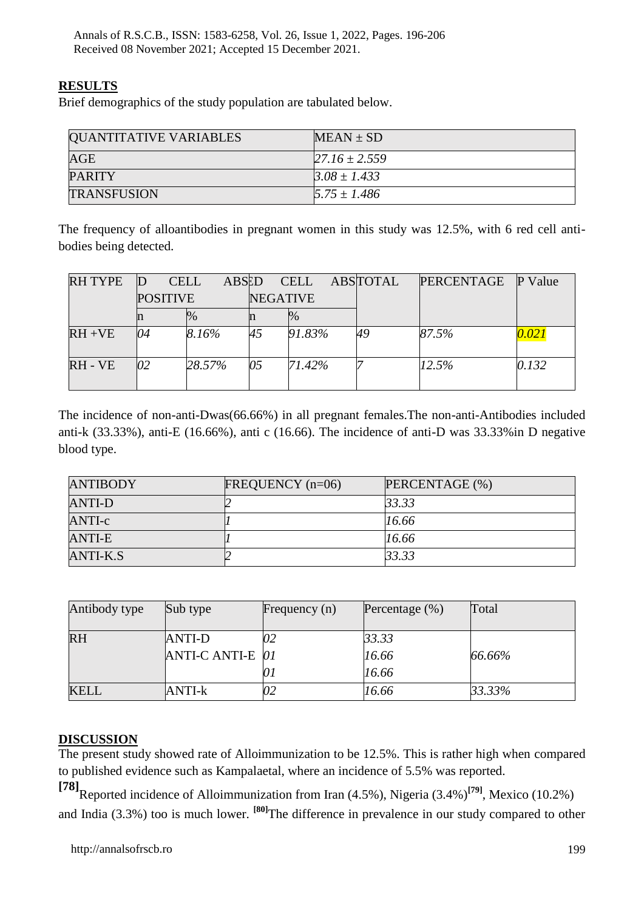## RESULTS

Brief demographics of the study population are tabulated below.

| QUANTITATIVE VARIABLES | MEAN ± SD |
|---|---|
| AGE | 27.16 ± 2.559 |
| PARITY | 3.08 ± 1.433 |
| TRANSFUSION | 5.75 ± 1.486 |

The frequency of alloantibodies in pregnant women in this study was 12.5%, with 6 red cell anti-bodies being detected.

| RH TYPE | D CELL ABSD POSITIVE | | D CELL ABS NEGATIVE | | TOTAL | PERCENTAGE | P Value |
|---|---|---|---|---|---|---|---|
| | n | % | n | % | | | |
| RH +VE | 04 | 8.16% | 45 | 91.83% | 49 | 87.5% | 0.021 |
| RH - VE | 02 | 28.57% | 05 | 71.42% | 7 | 12.5% | 0.132 |

The incidence of non-anti-Dwas(66.66%) in all pregnant females.The non-anti-Antibodies included anti-k (33.33%), anti-E (16.66%), anti c (16.66). The incidence of anti-D was 33.33%in D negative blood type.

| ANTIBODY | FREQUENCY (n=06) | PERCENTAGE (%) |
|---|---|---|
| ANTI-D | 2 | 33.33 |
| ANTI-c | 1 | 16.66 |
| ANTI-E | 1 | 16.66 |
| ANTI-K.S | 2 | 33.33 |

| Antibody type | Sub type | Frequency (n) | Percentage (%) | Total |
|---|---|---|---|---|
| RH | ANTI-D | 02 | 33.33 | |
| | ANTI-C ANTI-E | 01 | 16.66 | 66.66% |
| | | 01 | 16.66 | |
| KELL | ANTI-k | 02 | 16.66 | 33.33% |

## DISCUSSION

The present study showed rate of Alloimmunization to be 12.5%. This is rather high when compared to published evidence such as Kampalaetal, where an incidence of 5.5% was reported. [78]Reported incidence of Alloimmunization from Iran (4.5%), Nigeria (3.4%)[79], Mexico (10.2%) and India (3.3%) too is much lower. [80]The difference in prevalence in our study compared to other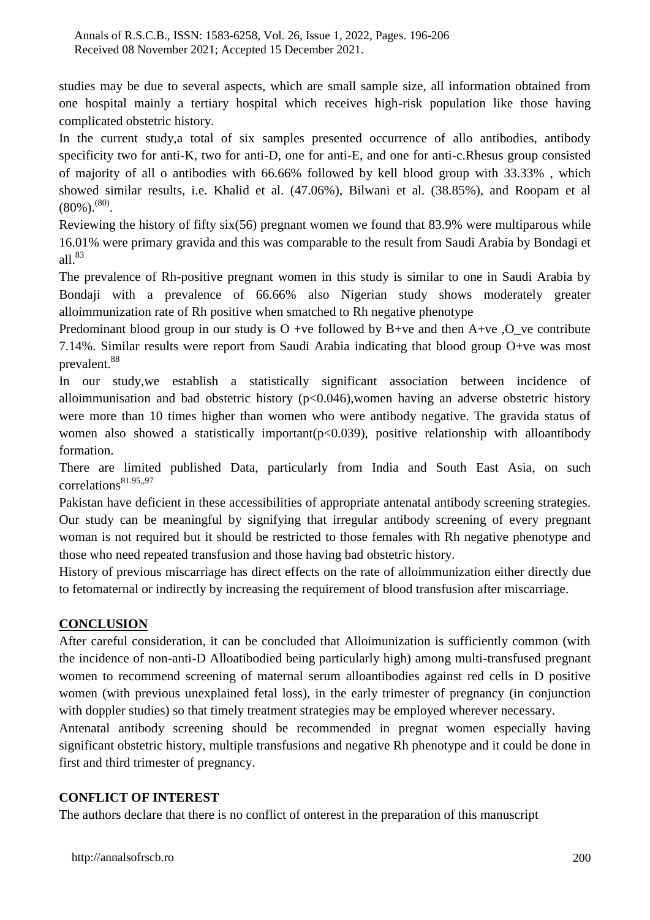studies may be due to several aspects, which are small sample size, all information obtained from one hospital mainly a tertiary hospital which receives high-risk population like those having complicated obstetric history.

In the current study,a total of six samples presented occurrence of allo antibodies, antibody specificity two for anti-K, two for anti-D, one for anti-E, and one for anti-c.Rhesus group consisted of majority of all o antibodies with 66.66% followed by kell blood group with 33.33% , which showed similar results, i.e. Khalid et al. (47.06%), Bilwani et al. (38.85%), and Roopam et al (80%).[(80)]

Reviewing the history of fifty six(56) pregnant women we found that 83.9% were multiparous while 16.01% were primary gravida and this was comparable to the result from Saudi Arabia by Bondagi et all.[83]

The prevalence of Rh-positive pregnant women in this study is similar to one in Saudi Arabia by Bondaji with a prevalence of 66.66% also Nigerian study shows moderately greater alloimmunization rate of Rh positive when smatched to Rh negative phenotype

Predominant blood group in our study is O +ve followed by B+ve and then A+ve ,O_ve contribute 7.14%. Similar results were report from Saudi Arabia indicating that blood group O+ve was most prevalent.[88]

In our study,we establish a statistically significant association between incidence of alloimmunisation and bad obstetric history ($p<0.046$),women having an adverse obstetric history were more than 10 times higher than women who were antibody negative. The gravida status of women also showed a statistically important($p<0.039$), positive relationship with alloantibody formation.

There are limited published Data, particularly from India and South East Asia, on such correlations[81.95,,97]

Pakistan have deficient in these accessibilities of appropriate antenatal antibody screening strategies. Our study can be meaningful by signifying that irregular antibody screening of every pregnant woman is not required but it should be restricted to those females with Rh negative phenotype and those who need repeated transfusion and those having bad obstetric history.

History of previous miscarriage has direct effects on the rate of alloimmunization either directly due to fetomaternal or indirectly by increasing the requirement of blood transfusion after miscarriage.

## CONCLUSION

After careful consideration, it can be concluded that Alloimunization is sufficiently common (with the incidence of non-anti-D Alloatibodied being particularly high) among multi-transfused pregnant women to recommend screening of maternal serum alloantibodies against red cells in D positive women (with previous unexplained fetal loss), in the early trimester of pregnancy (in conjunction with doppler studies) so that timely treatment strategies may be employed wherever necessary.

Antenatal antibody screening should be recommended in pregnat women especially having significant obstetric history, multiple transfusions and negative Rh phenotype and it could be done in first and third trimester of pregnancy.

## CONFLICT OF INTEREST

The authors declare that there is no conflict of onterest in the preparation of this manuscript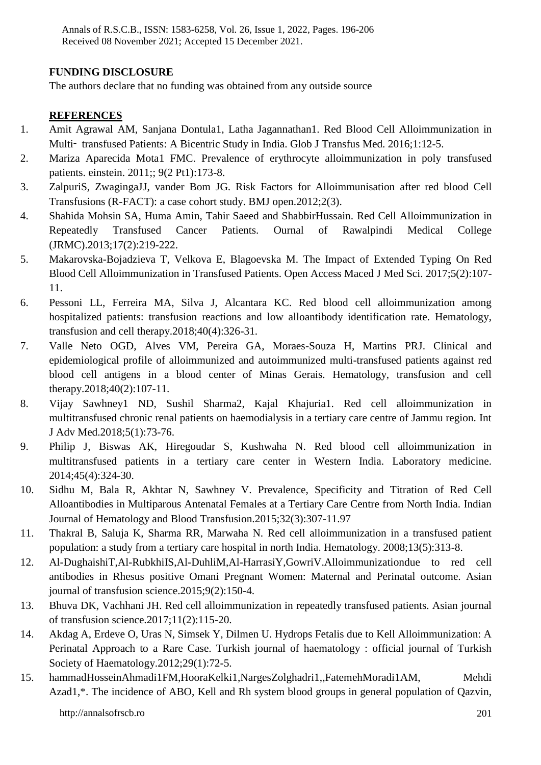## FUNDING DISCLOSURE

The authors declare that no funding was obtained from any outside source

## REFERENCES

1. Amit Agrawal AM, Sanjana Dontula1, Latha Jagannathan1. Red Blood Cell Alloimmunization in Multi‐ transfused Patients: A Bicentric Study in India. Glob J Transfus Med. 2016;1:12-5.
2. Mariza Aparecida Mota1 FMC. Prevalence of erythrocyte alloimmunization in poly transfused patients. einstein. 2011;; 9(2 Pt1):173-8.
3. ZalpuriS, ZwagingaJJ, vander Bom JG. Risk Factors for Alloimmunisation after red blood Cell Transfusions (R-FACT): a case cohort study. BMJ open.2012;2(3).
4. Shahida Mohsin SA, Huma Amin, Tahir Saeed and ShabbirHussain. Red Cell Alloimmunization in Repeatedly Transfused Cancer Patients. Ournal of Rawalpindi Medical College (JRMC).2013;17(2):219-222.
5. Makarovska-Bojadzieva T, Velkova E, Blagoevska M. The Impact of Extended Typing On Red Blood Cell Alloimmunization in Transfused Patients. Open Access Maced J Med Sci. 2017;5(2):107-11.
6. Pessoni LL, Ferreira MA, Silva J, Alcantara KC. Red blood cell alloimmunization among hospitalized patients: transfusion reactions and low alloantibody identification rate. Hematology, transfusion and cell therapy.2018;40(4):326-31.
7. Valle Neto OGD, Alves VM, Pereira GA, Moraes-Souza H, Martins PRJ. Clinical and epidemiological profile of alloimmunized and autoimmunized multi-transfused patients against red blood cell antigens in a blood center of Minas Gerais. Hematology, transfusion and cell therapy.2018;40(2):107-11.
8. Vijay Sawhney1 ND, Sushil Sharma2, Kajal Khajuria1. Red cell alloimmunization in multitransfused chronic renal patients on haemodialysis in a tertiary care centre of Jammu region. Int J Adv Med.2018;5(1):73-76.
9. Philip J, Biswas AK, Hiregoudar S, Kushwaha N. Red blood cell alloimmunization in multitransfused patients in a tertiary care center in Western India. Laboratory medicine. 2014;45(4):324-30.
10. Sidhu M, Bala R, Akhtar N, Sawhney V. Prevalence, Specificity and Titration of Red Cell Alloantibodies in Multiparous Antenatal Females at a Tertiary Care Centre from North India. Indian Journal of Hematology and Blood Transfusion.2015;32(3):307-11.97
11. Thakral B, Saluja K, Sharma RR, Marwaha N. Red cell alloimmunization in a transfused patient population: a study from a tertiary care hospital in north India. Hematology. 2008;13(5):313-8.
12. Al-DughaishiT,Al-RubkhiIS,Al-DuhliM,Al-HarrasiY,GowriV.Alloimmunizationdue to red cell antibodies in Rhesus positive Omani Pregnant Women: Maternal and Perinatal outcome. Asian journal of transfusion science.2015;9(2):150-4.
13. Bhuva DK, Vachhani JH. Red cell alloimmunization in repeatedly transfused patients. Asian journal of transfusion science.2017;11(2):115-20.
14. Akdag A, Erdeve O, Uras N, Simsek Y, Dilmen U. Hydrops Fetalis due to Kell Alloimmunization: A Perinatal Approach to a Rare Case. Turkish journal of haematology : official journal of Turkish Society of Haematology.2012;29(1):72-5.
15. hammadHosseinAhmadi1FM,HooraKelki1,NargesZolghadri1,,FatemehMoradi1AM, Mehdi Azad1,*. The incidence of ABO, Kell and Rh system blood groups in general population of Qazvin,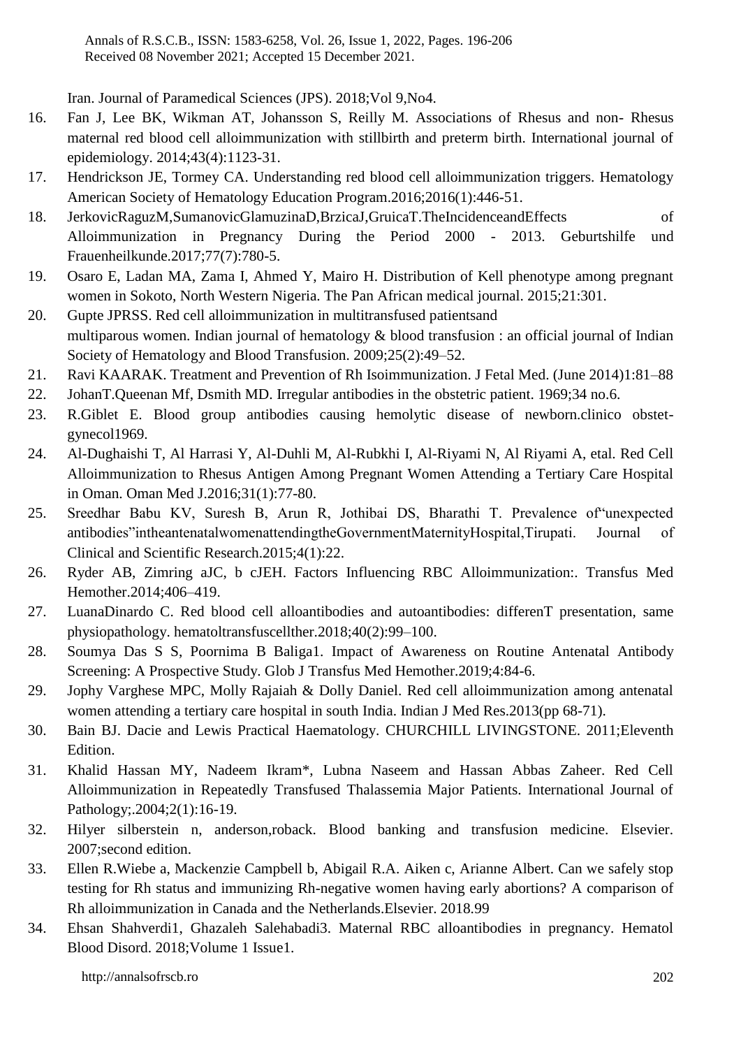Iran. Journal of Paramedical Sciences (JPS). 2018;Vol 9,No4.

16. Fan J, Lee BK, Wikman AT, Johansson S, Reilly M. Associations of Rhesus and non- Rhesus maternal red blood cell alloimmunization with stillbirth and preterm birth. International journal of epidemiology. 2014;43(4):1123-31.
17. Hendrickson JE, Tormey CA. Understanding red blood cell alloimmunization triggers. Hematology American Society of Hematology Education Program.2016;2016(1):446-51.
18. JerkovicRaguzM,SumanovicGlamuzinaD,BrzicaJ,GruicaT.TheIncidenceandEffects of Alloimmunization in Pregnancy During the Period 2000 - 2013. Geburtshilfe und Frauenheilkunde.2017;77(7):780-5.
19. Osaro E, Ladan MA, Zama I, Ahmed Y, Mairo H. Distribution of Kell phenotype among pregnant women in Sokoto, North Western Nigeria. The Pan African medical journal. 2015;21:301.
20. Gupte JPRSS. Red cell alloimmunization in multitransfused patientsand multiparous women. Indian journal of hematology & blood transfusion : an official journal of Indian Society of Hematology and Blood Transfusion. 2009;25(2):49–52.
21. Ravi KAARAK. Treatment and Prevention of Rh Isoimmunization. J Fetal Med. (June 2014)1:81–88
22. JohanT.Queenan Mf, Dsmith MD. Irregular antibodies in the obstetric patient. 1969;34 no.6.
23. R.Giblet E. Blood group antibodies causing hemolytic disease of newborn.clinico obstet-gynecol1969.
24. Al-Dughaishi T, Al Harrasi Y, Al-Duhli M, Al-Rubkhi I, Al-Riyami N, Al Riyami A, etal. Red Cell Alloimmunization to Rhesus Antigen Among Pregnant Women Attending a Tertiary Care Hospital in Oman. Oman Med J.2016;31(1):77-80.
25. Sreedhar Babu KV, Suresh B, Arun R, Jothibai DS, Bharathi T. Prevalence of"unexpected antibodies"intheantenatalwomenattendingtheGovernmentMaternityHospital,Tirupati. Journal of Clinical and Scientific Research.2015;4(1):22.
26. Ryder AB, Zimring aJC, b cJEH. Factors Influencing RBC Alloimmunization:. Transfus Med Hemother.2014;406–419.
27. LuanaDinardo C. Red blood cell alloantibodies and autoantibodies: differenT presentation, same physiopathology. hematoltransfuscellther.2018;40(2):99–100.
28. Soumya Das S S, Poornima B Baliga1. Impact of Awareness on Routine Antenatal Antibody Screening: A Prospective Study. Glob J Transfus Med Hemother.2019;4:84-6.
29. Jophy Varghese MPC, Molly Rajaiah & Dolly Daniel. Red cell alloimmunization among antenatal women attending a tertiary care hospital in south India. Indian J Med Res.2013(pp 68-71).
30. Bain BJ. Dacie and Lewis Practical Haematology. CHURCHILL LIVINGSTONE. 2011;Eleventh Edition.
31. Khalid Hassan MY, Nadeem Ikram*, Lubna Naseem and Hassan Abbas Zaheer. Red Cell Alloimmunization in Repeatedly Transfused Thalassemia Major Patients. International Journal of Pathology;.2004;2(1):16-19.
32. Hilyer silberstein n, anderson,roback. Blood banking and transfusion medicine. Elsevier. 2007;second edition.
33. Ellen R.Wiebe a, Mackenzie Campbell b, Abigail R.A. Aiken c, Arianne Albert. Can we safely stop testing for Rh status and immunizing Rh-negative women having early abortions? A comparison of Rh alloimmunization in Canada and the Netherlands.Elsevier. 2018.99
34. Ehsan Shahverdi1, Ghazaleh Salehabadi3. Maternal RBC alloantibodies in pregnancy. Hematol Blood Disord. 2018;Volume 1 Issue1.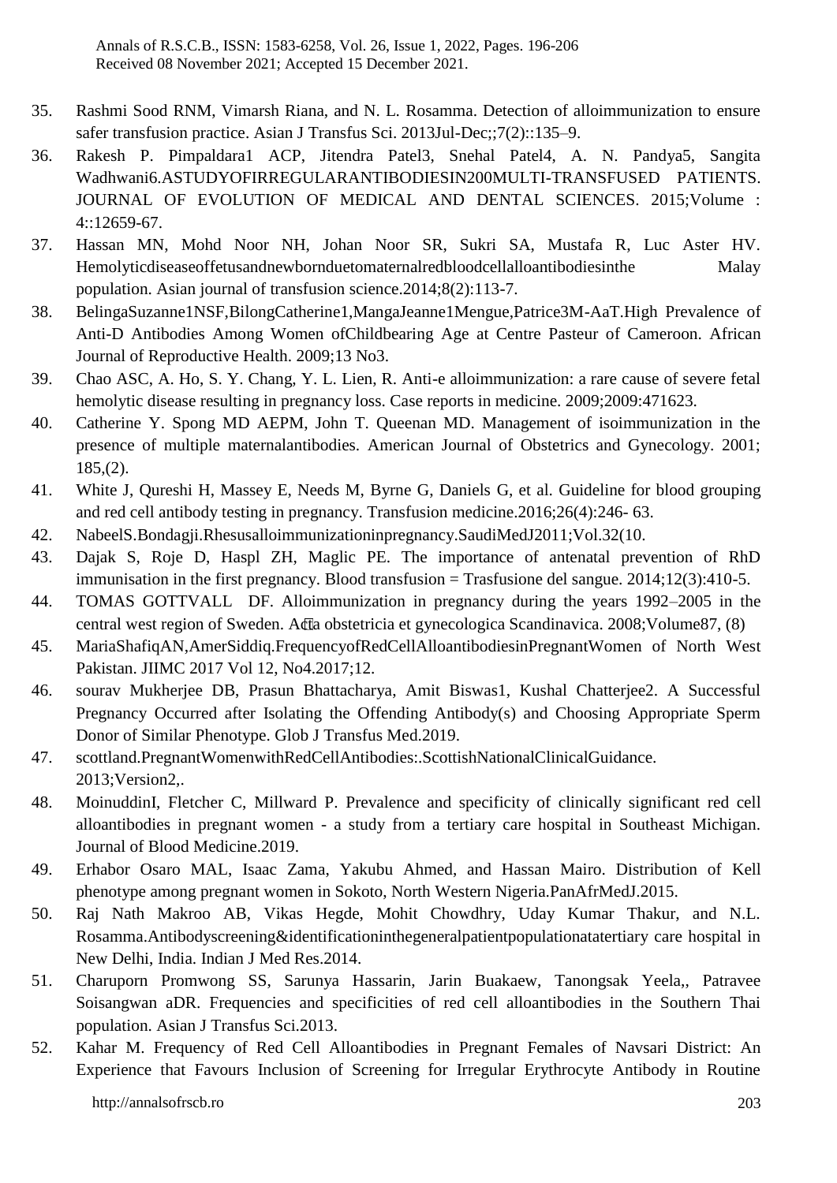35. Rashmi Sood RNM, Vimarsh Riana, and N. L. Rosamma. Detection of alloimmunization to ensure safer transfusion practice. Asian J Transfus Sci. 2013Jul-Dec;;7(2)::135–9.
36. Rakesh P. Pimpaldara1 ACP, Jitendra Patel3, Snehal Patel4, A. N. Pandya5, Sangita Wadhwani6.ASTUDYOFIRREGULARANTIBODIESIN200MULTI-TRANSFUSED PATIENTS. JOURNAL OF EVOLUTION OF MEDICAL AND DENTAL SCIENCES. 2015;Volume : 4::12659-67.
37. Hassan MN, Mohd Noor NH, Johan Noor SR, Sukri SA, Mustafa R, Luc Aster HV. Hemolyticdiseaseoffetusandnewbornduetomaternalredbloodcellalloantibodiesinthe Malay population. Asian journal of transfusion science.2014;8(2):113-7.
38. BelingaSuzanne1NSF,BilongCatherine1,MangaJeanne1Mengue,Patrice3M-AaT.High Prevalence of Anti-D Antibodies Among Women ofChildbearing Age at Centre Pasteur of Cameroon. African Journal of Reproductive Health. 2009;13 No3.
39. Chao ASC, A. Ho, S. Y. Chang, Y. L. Lien, R. Anti-e alloimmunization: a rare cause of severe fetal hemolytic disease resulting in pregnancy loss. Case reports in medicine. 2009;2009:471623.
40. Catherine Y. Spong MD AEPM, John T. Queenan MD. Management of isoimmunization in the presence of multiple maternalantibodies. American Journal of Obstetrics and Gynecology. 2001; 185,(2).
41. White J, Qureshi H, Massey E, Needs M, Byrne G, Daniels G, et al. Guideline for blood grouping and red cell antibody testing in pregnancy. Transfusion medicine.2016;26(4):246- 63.
42. NabeelS.Bondagji.Rhesusalloimmunizationinpregnancy.SaudiMedJ2011;Vol.32(10.
43. Dajak S, Roje D, Haspl ZH, Maglic PE. The importance of antenatal prevention of RhD immunisation in the first pregnancy. Blood transfusion = Trasfusione del sangue. 2014;12(3):410-5.
44. TOMAS GOTTVALL DF. Alloimmunization in pregnancy during the years 1992–2005 in the central west region of Sweden. Acta obstetricia et gynecologica Scandinavica. 2008;Volume87, (8)
45. MariaShafiqAN,AmerSiddiq.FrequencyofRedCellAlloantibodiesinPregnantWomen of North West Pakistan. JIIMC 2017 Vol 12, No4.2017;12.
46. sourav Mukherjee DB, Prasun Bhattacharya, Amit Biswas1, Kushal Chatterjee2. A Successful Pregnancy Occurred after Isolating the Offending Antibody(s) and Choosing Appropriate Sperm Donor of Similar Phenotype. Glob J Transfus Med.2019.
47. scottland.PregnantWomenwithRedCellAntibodies:.ScottishNationalClinicalGuidance. 2013;Version2,.
48. MoinuddinI, Fletcher C, Millward P. Prevalence and specificity of clinically significant red cell alloantibodies in pregnant women - a study from a tertiary care hospital in Southeast Michigan. Journal of Blood Medicine.2019.
49. Erhabor Osaro MAL, Isaac Zama, Yakubu Ahmed, and Hassan Mairo. Distribution of Kell phenotype among pregnant women in Sokoto, North Western Nigeria.PanAfrMedJ.2015.
50. Raj Nath Makroo AB, Vikas Hegde, Mohit Chowdhry, Uday Kumar Thakur, and N.L. Rosamma.Antibodyscreening&identificationinthegeneralpatientpopulationatatertiary care hospital in New Delhi, India. Indian J Med Res.2014.
51. Charuporn Promwong SS, Sarunya Hassarin, Jarin Buakaew, Tanongsak Yeela,, Patravee Soisangwan aDR. Frequencies and specificities of red cell alloantibodies in the Southern Thai population. Asian J Transfus Sci.2013.
52. Kahar M. Frequency of Red Cell Alloantibodies in Pregnant Females of Navsari District: An Experience that Favours Inclusion of Screening for Irregular Erythrocyte Antibody in Routine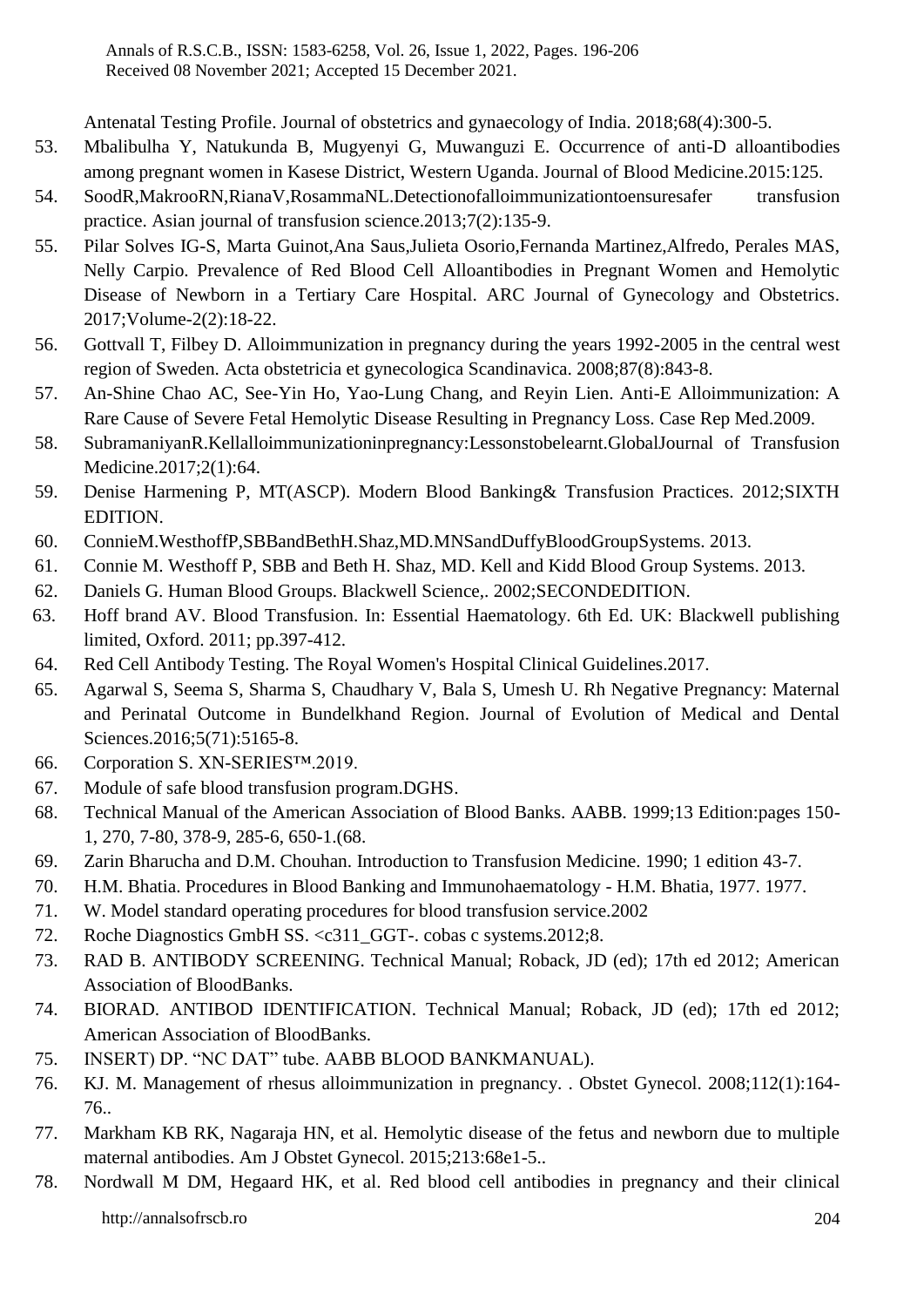Antenatal Testing Profile. Journal of obstetrics and gynaecology of India. 2018;68(4):300-5.

53. Mbalibulha Y, Natukunda B, Mugyenyi G, Muwanguzi E. Occurrence of anti-D alloantibodies among pregnant women in Kasese District, Western Uganda. Journal of Blood Medicine.2015:125.
54. SoodR,MakrooRN,RianaV,RosammaNL.Detectionofalloimmunizationtoensuresafer transfusion practice. Asian journal of transfusion science.2013;7(2):135-9.
55. Pilar Solves IG-S, Marta Guinot,Ana Saus,Julieta Osorio,Fernanda Martinez,Alfredo, Perales MAS, Nelly Carpio. Prevalence of Red Blood Cell Alloantibodies in Pregnant Women and Hemolytic Disease of Newborn in a Tertiary Care Hospital. ARC Journal of Gynecology and Obstetrics. 2017;Volume-2(2):18-22.
56. Gottvall T, Filbey D. Alloimmunization in pregnancy during the years 1992-2005 in the central west region of Sweden. Acta obstetricia et gynecologica Scandinavica. 2008;87(8):843-8.
57. An-Shine Chao AC, See-Yin Ho, Yao-Lung Chang, and Reyin Lien. Anti-E Alloimmunization: A Rare Cause of Severe Fetal Hemolytic Disease Resulting in Pregnancy Loss. Case Rep Med.2009.
58. SubramaniyanR.Kellalloimmunizationinpregnancy:Lessonstobelearnt.GlobalJournal of Transfusion Medicine.2017;2(1):64.
59. Denise Harmening P, MT(ASCP). Modern Blood Banking& Transfusion Practices. 2012;SIXTH EDITION.
60. ConnieM.WesthoffP,SBBandBethH.Shaz,MD.MNSandDuffyBloodGroupSystems. 2013.
61. Connie M. Westhoff P, SBB and Beth H. Shaz, MD. Kell and Kidd Blood Group Systems. 2013.
62. Daniels G. Human Blood Groups. Blackwell Science,. 2002;SECONDEDITION.
63. Hoff brand AV. Blood Transfusion. In: Essential Haematology. 6th Ed. UK: Blackwell publishing limited, Oxford. 2011; pp.397-412.
64. Red Cell Antibody Testing. The Royal Women's Hospital Clinical Guidelines.2017.
65. Agarwal S, Seema S, Sharma S, Chaudhary V, Bala S, Umesh U. Rh Negative Pregnancy: Maternal and Perinatal Outcome in Bundelkhand Region. Journal of Evolution of Medical and Dental Sciences.2016;5(71):5165-8.
66. Corporation S. XN-SERIES™.2019.
67. Module of safe blood transfusion program.DGHS.
68. Technical Manual of the American Association of Blood Banks. AABB. 1999;13 Edition:pages 150-1, 270, 7-80, 378-9, 285-6, 650-1.(68.
69. Zarin Bharucha and D.M. Chouhan. Introduction to Transfusion Medicine. 1990; 1 edition 43-7.
70. H.M. Bhatia. Procedures in Blood Banking and Immunohaematology - H.M. Bhatia, 1977. 1977.
71. W. Model standard operating procedures for blood transfusion service.2002
72. Roche Diagnostics GmbH SS. <c311_GGT-. cobas c systems.2012;8.
73. RAD B. ANTIBODY SCREENING. Technical Manual; Roback, JD (ed); 17th ed 2012; American Association of BloodBanks.
74. BIORAD. ANTIBOD IDENTIFICATION. Technical Manual; Roback, JD (ed); 17th ed 2012; American Association of BloodBanks.
75. INSERT) DP. "NC DAT" tube. AABB BLOOD BANKMANUAL).
76. KJ. M. Management of rhesus alloimmunization in pregnancy. . Obstet Gynecol. 2008;112(1):164-76..
77. Markham KB RK, Nagaraja HN, et al. Hemolytic disease of the fetus and newborn due to multiple maternal antibodies. Am J Obstet Gynecol. 2015;213:68e1-5..
78. Nordwall M DM, Hegaard HK, et al. Red blood cell antibodies in pregnancy and their clinical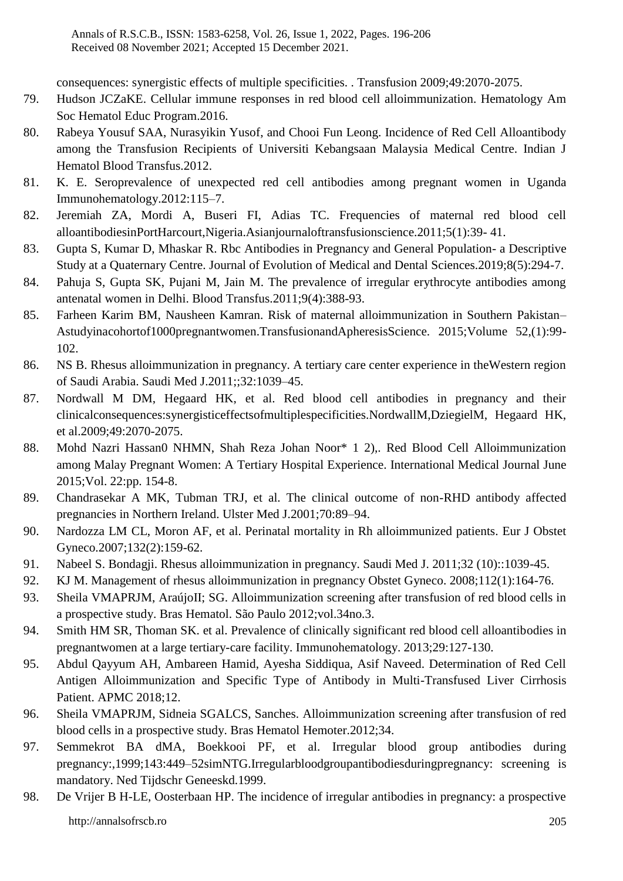consequences: synergistic effects of multiple specificities. . Transfusion 2009;49:2070-2075.

79. Hudson JCZaKE. Cellular immune responses in red blood cell alloimmunization. Hematology Am Soc Hematol Educ Program.2016.
80. Rabeya Yousuf SAA, Nurasyikin Yusof, and Chooi Fun Leong. Incidence of Red Cell Alloantibody among the Transfusion Recipients of Universiti Kebangsaan Malaysia Medical Centre. Indian J Hematol Blood Transfus.2012.
81. K. E. Seroprevalence of unexpected red cell antibodies among pregnant women in Uganda Immunohematology.2012:115–7.
82. Jeremiah ZA, Mordi A, Buseri FI, Adias TC. Frequencies of maternal red blood cell alloantibodiesinPortHarcourt,Nigeria.Asianjournaloftransfusionscience.2011;5(1):39- 41.
83. Gupta S, Kumar D, Mhaskar R. Rbc Antibodies in Pregnancy and General Population- a Descriptive Study at a Quaternary Centre. Journal of Evolution of Medical and Dental Sciences.2019;8(5):294-7.
84. Pahuja S, Gupta SK, Pujani M, Jain M. The prevalence of irregular erythrocyte antibodies among antenatal women in Delhi. Blood Transfus.2011;9(4):388-93.
85. Farheen Karim BM, Nausheen Kamran. Risk of maternal alloimmunization in Southern Pakistan– Astudyinacohortof1000pregnantwomen.TransfusionandApheresisScience. 2015;Volume 52,(1):99-102.
86. NS B. Rhesus alloimmunization in pregnancy. A tertiary care center experience in theWestern region of Saudi Arabia. Saudi Med J.2011;;32:1039–45.
87. Nordwall M DM, Hegaard HK, et al. Red blood cell antibodies in pregnancy and their clinicalconsequences:synergisticeffectsofmultiplespecificities.NordwallM,DziegielM, Hegaard HK, et al.2009;49:2070-2075.
88. Mohd Nazri Hassan0 NHMN, Shah Reza Johan Noor* 1 2),. Red Blood Cell Alloimmunization among Malay Pregnant Women: A Tertiary Hospital Experience. International Medical Journal June 2015;Vol. 22:pp. 154-8.
89. Chandrasekar A MK, Tubman TRJ, et al. The clinical outcome of non-RHD antibody affected pregnancies in Northern Ireland. Ulster Med J.2001;70:89–94.
90. Nardozza LM CL, Moron AF, et al. Perinatal mortality in Rh alloimmunized patients. Eur J Obstet Gyneco.2007;132(2):159-62.
91. Nabeel S. Bondagji. Rhesus alloimmunization in pregnancy. Saudi Med J. 2011;32 (10)::1039-45.
92. KJ M. Management of rhesus alloimmunization in pregnancy Obstet Gyneco. 2008;112(1):164-76.
93. Sheila VMAPRJM, AraújoII; SG. Alloimmunization screening after transfusion of red blood cells in a prospective study. Bras Hematol. São Paulo 2012;vol.34no.3.
94. Smith HM SR, Thoman SK. et al. Prevalence of clinically significant red blood cell alloantibodies in pregnantwomen at a large tertiary-care facility. Immunohematology. 2013;29:127-130.
95. Abdul Qayyum AH, Ambareen Hamid, Ayesha Siddiqua, Asif Naveed. Determination of Red Cell Antigen Alloimmunization and Specific Type of Antibody in Multi-Transfused Liver Cirrhosis Patient. APMC 2018;12.
96. Sheila VMAPRJM, Sidneia SGALCS, Sanches. Alloimmunization screening after transfusion of red blood cells in a prospective study. Bras Hematol Hemoter.2012;34.
97. Semmekrot BA dMA, Boekkooi PF, et al. Irregular blood group antibodies during pregnancy:,1999;143:449–52simNTG.Irregularbloodgroupantibodiesduringpregnancy: screening is mandatory. Ned Tijdschr Geneeskd.1999.
98. De Vrijer B H-LE, Oosterbaan HP. The incidence of irregular antibodies in pregnancy: a prospective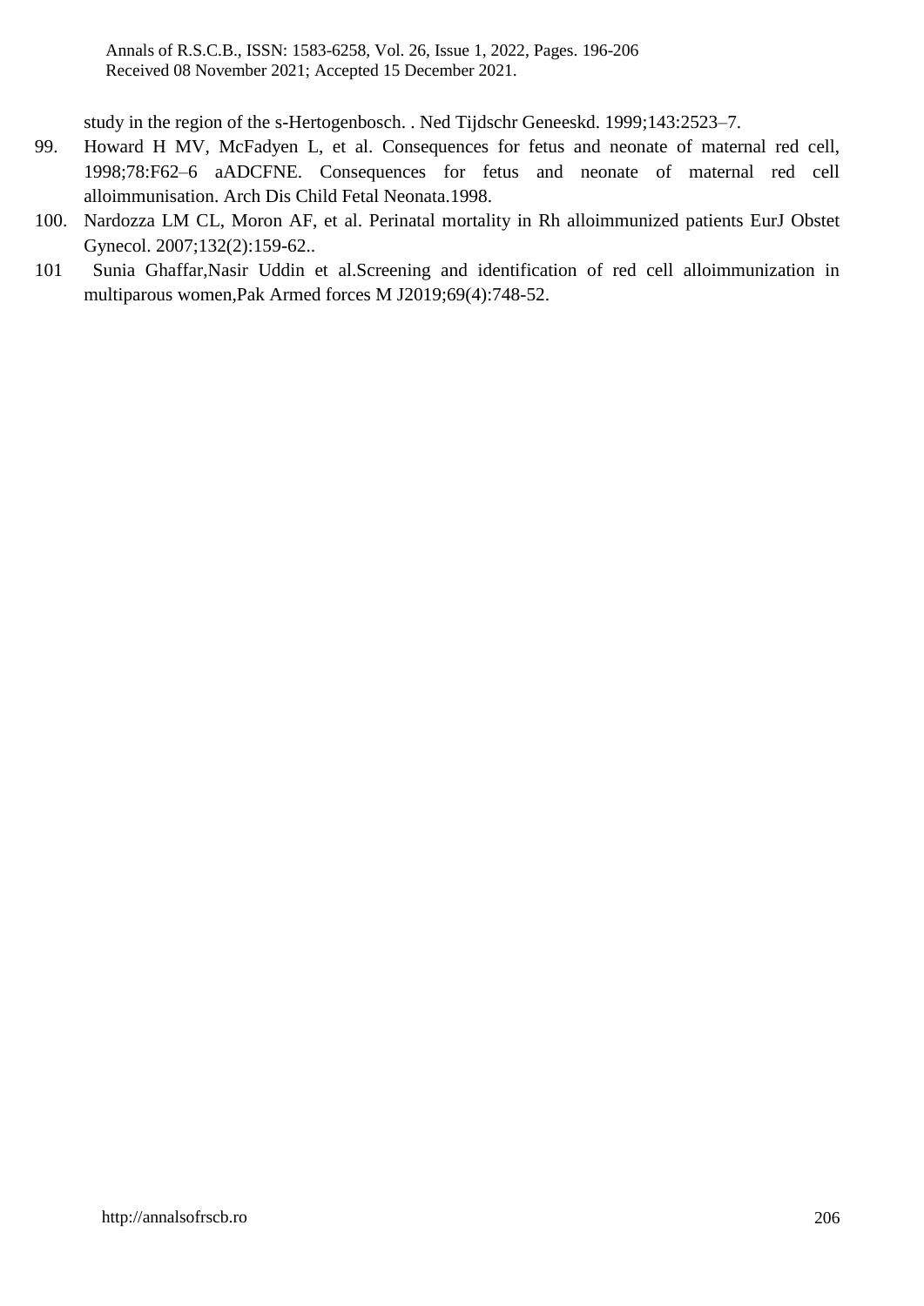study in the region of the s-Hertogenbosch. . Ned Tijdschr Geneeskd. 1999;143:2523–7.

99. Howard H MV, McFadyen L, et al. Consequences for fetus and neonate of maternal red cell, 1998;78:F62–6 aADCFNE. Consequences for fetus and neonate of maternal red cell alloimmunisation. Arch Dis Child Fetal Neonata.1998.

100. Nardozza LM CL, Moron AF, et al. Perinatal mortality in Rh alloimmunized patients EurJ Obstet Gynecol. 2007;132(2):159-62..

101 Sunia Ghaffar,Nasir Uddin et al.Screening and identification of red cell alloimmunization in multiparous women,Pak Armed forces M J2019;69(4):748-52.